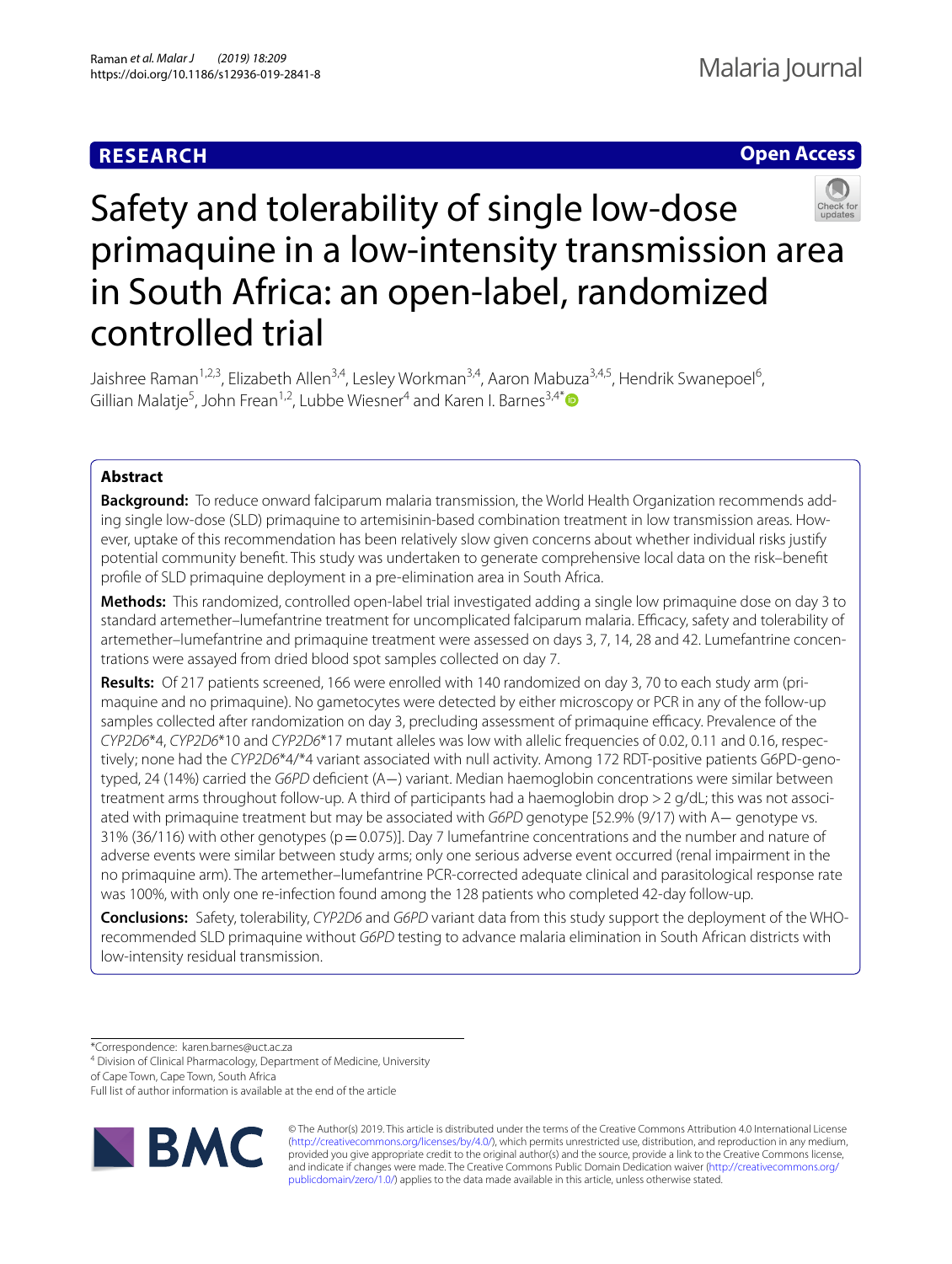**RESEARCH** **Open Access**

# Safety and tolerability of single low-dose primaquine in a low-intensity transmission area in South Africa: an open-label, randomized controlled trial

Jaishree Raman[1,2,3], Elizabeth Allen[3,4], Lesley Workman[3,4], Aaron Mabuza[3,4,5], Hendrik Swanepoel[6], Gillian Malatje[5], John Frean[1,2], Lubbe Wiesner[4] and Karen I. Barnes[3,4*]

## Abstract

**Background:** To reduce onward falciparum malaria transmission, the World Health Organization recommends adding single low-dose (SLD) primaquine to artemisinin-based combination treatment in low transmission areas. However, uptake of this recommendation has been relatively slow given concerns about whether individual risks justify potential community benefit. This study was undertaken to generate comprehensive local data on the risk–benefit profile of SLD primaquine deployment in a pre-elimination area in South Africa.

**Methods:** This randomized, controlled open-label trial investigated adding a single low primaquine dose on day 3 to standard artemether–lumefantrine treatment for uncomplicated falciparum malaria. Efficacy, safety and tolerability of artemether–lumefantrine and primaquine treatment were assessed on days 3, 7, 14, 28 and 42. Lumefantrine concentrations were assayed from dried blood spot samples collected on day 7.

**Results:** Of 217 patients screened, 166 were enrolled with 140 randomized on day 3, 70 to each study arm (primaquine and no primaquine). No gametocytes were detected by either microscopy or PCR in any of the follow-up samples collected after randomization on day 3, precluding assessment of primaquine efficacy. Prevalence of the *CYP2D6*\*4, *CYP2D6*\*10 and *CYP2D6*\*17 mutant alleles was low with allelic frequencies of 0.02, 0.11 and 0.16, respectively; none had the *CYP2D6*\*4/\*4 variant associated with null activity. Among 172 RDT-positive patients G6PD-genotyped, 24 (14%) carried the *G6PD* deficient (A−) variant. Median haemoglobin concentrations were similar between treatment arms throughout follow-up. A third of participants had a haemoglobin drop > 2 g/dL; this was not associated with primaquine treatment but may be associated with *G6PD* genotype [52.9% (9/17) with A− genotype vs. 31% (36/116) with other genotypes (p = 0.075)]. Day 7 lumefantrine concentrations and the number and nature of adverse events were similar between study arms; only one serious adverse event occurred (renal impairment in the no primaquine arm). The artemether–lumefantrine PCR-corrected adequate clinical and parasitological response rate was 100%, with only one re-infection found among the 128 patients who completed 42-day follow-up.

**Conclusions:** Safety, tolerability, *CYP2D6* and *G6PD* variant data from this study support the deployment of the WHO-recommended SLD primaquine without *G6PD* testing to advance malaria elimination in South African districts with low-intensity residual transmission.

*Correspondence: karen.barnes@uct.ac.za

[4] Division of Clinical Pharmacology, Department of Medicine, University of Cape Town, Cape Town, South Africa

Full list of author information is available at the end of the article

© The Author(s) 2019. This article is distributed under the terms of the Creative Commons Attribution 4.0 International License (http://creativecommons.org/licenses/by/4.0/), which permits unrestricted use, distribution, and reproduction in any medium, provided you give appropriate credit to the original author(s) and the source, provide a link to the Creative Commons license, and indicate if changes were made. The Creative Commons Public Domain Dedication waiver (http://creativecommons.org/publicdomain/zero/1.0/) applies to the data made available in this article, unless otherwise stated.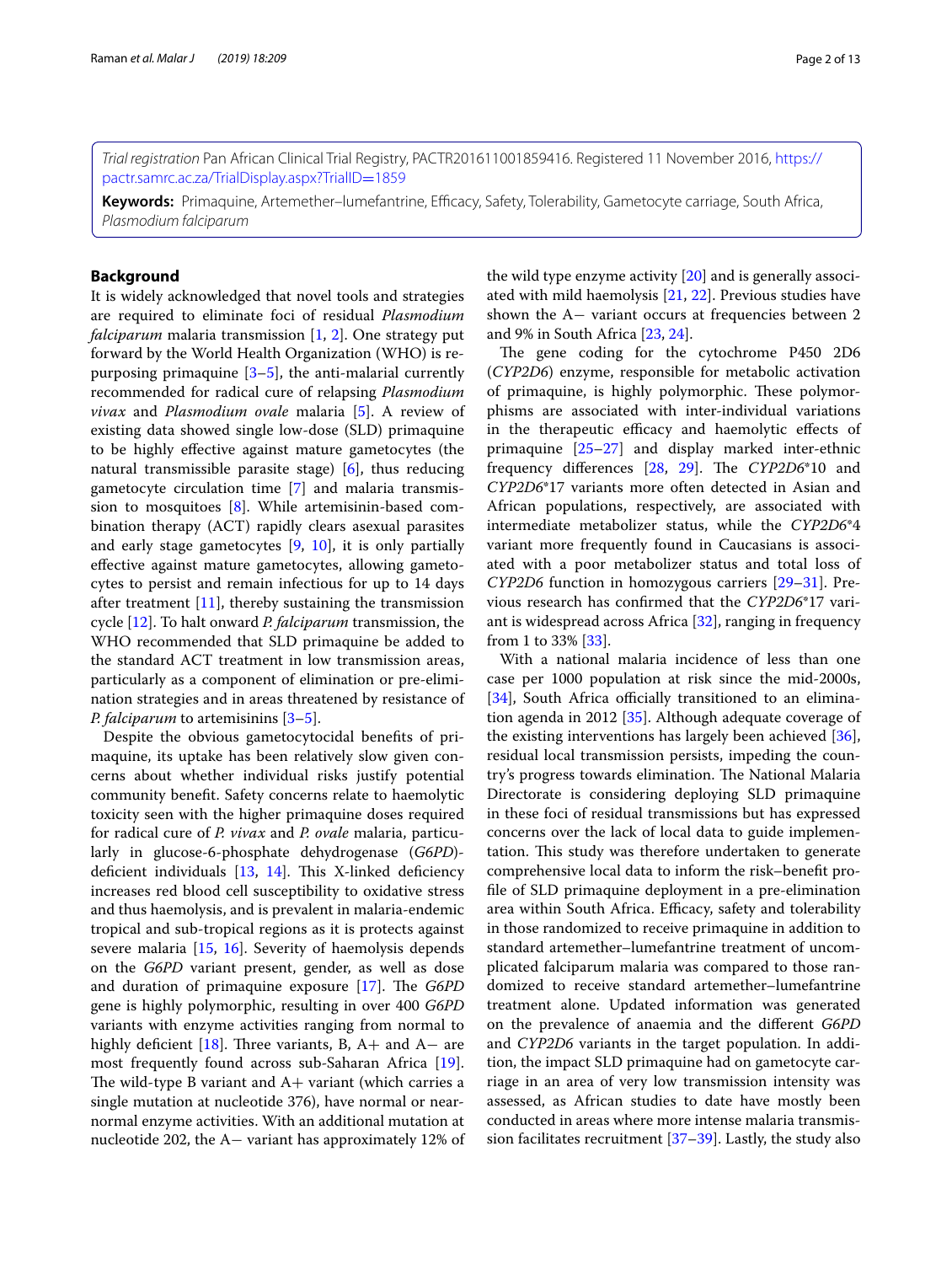*Trial registration* Pan African Clinical Trial Registry, PACTR201611001859416. Registered 11 November 2016, https://pactr.samrc.ac.za/TrialDisplay.aspx?TrialID=1859

**Keywords:** Primaquine, Artemether–lumefantrine, Efficacy, Safety, Tolerability, Gametocyte carriage, South Africa, *Plasmodium falciparum*

## Background

It is widely acknowledged that novel tools and strategies are required to eliminate foci of residual *Plasmodium falciparum* malaria transmission [1, 2]. One strategy put forward by the World Health Organization (WHO) is repurposing primaquine [3–5], the anti-malarial currently recommended for radical cure of relapsing *Plasmodium vivax* and *Plasmodium ovale* malaria [5]. A review of existing data showed single low-dose (SLD) primaquine to be highly effective against mature gametocytes (the natural transmissible parasite stage) [6], thus reducing gametocyte circulation time [7] and malaria transmission to mosquitoes [8]. While artemisinin-based combination therapy (ACT) rapidly clears asexual parasites and early stage gametocytes [9, 10], it is only partially effective against mature gametocytes, allowing gametocytes to persist and remain infectious for up to 14 days after treatment [11], thereby sustaining the transmission cycle [12]. To halt onward *P. falciparum* transmission, the WHO recommended that SLD primaquine be added to the standard ACT treatment in low transmission areas, particularly as a component of elimination or pre-elimination strategies and in areas threatened by resistance of *P. falciparum* to artemisinins [3–5].

Despite the obvious gametocytocidal benefits of primaquine, its uptake has been relatively slow given concerns about whether individual risks justify potential community benefit. Safety concerns relate to haemolytic toxicity seen with the higher primaquine doses required for radical cure of *P. vivax* and *P. ovale* malaria, particularly in glucose-6-phosphate dehydrogenase (*G6PD*)-deficient individuals [13, 14]. This X-linked deficiency increases red blood cell susceptibility to oxidative stress and thus haemolysis, and is prevalent in malaria-endemic tropical and sub-tropical regions as it is protects against severe malaria [15, 16]. Severity of haemolysis depends on the *G6PD* variant present, gender, as well as dose and duration of primaquine exposure [17]. The *G6PD* gene is highly polymorphic, resulting in over 400 *G6PD* variants with enzyme activities ranging from normal to highly deficient [18]. Three variants, B, A+ and A− are most frequently found across sub-Saharan Africa [19]. The wild-type B variant and A+ variant (which carries a single mutation at nucleotide 376), have normal or near-normal enzyme activities. With an additional mutation at nucleotide 202, the A− variant has approximately 12% of the wild type enzyme activity [20] and is generally associated with mild haemolysis [21, 22]. Previous studies have shown the A− variant occurs at frequencies between 2 and 9% in South Africa [23, 24].

The gene coding for the cytochrome P450 2D6 (*CYP2D6*) enzyme, responsible for metabolic activation of primaquine, is highly polymorphic. These polymorphisms are associated with inter-individual variations in the therapeutic efficacy and haemolytic effects of primaquine [25–27] and display marked inter-ethnic frequency differences [28, 29]. The *CYP2D6*\*10 and *CYP2D6*\*17 variants more often detected in Asian and African populations, respectively, are associated with intermediate metabolizer status, while the *CYP2D6*\*4 variant more frequently found in Caucasians is associated with a poor metabolizer status and total loss of *CYP2D6* function in homozygous carriers [29–31]. Previous research has confirmed that the *CYP2D6*\*17 variant is widespread across Africa [32], ranging in frequency from 1 to 33% [33].

With a national malaria incidence of less than one case per 1000 population at risk since the mid-2000s, [34], South Africa officially transitioned to an elimination agenda in 2012 [35]. Although adequate coverage of the existing interventions has largely been achieved [36], residual local transmission persists, impeding the country's progress towards elimination. The National Malaria Directorate is considering deploying SLD primaquine in these foci of residual transmissions but has expressed concerns over the lack of local data to guide implementation. This study was therefore undertaken to generate comprehensive local data to inform the risk–benefit profile of SLD primaquine deployment in a pre-elimination area within South Africa. Efficacy, safety and tolerability in those randomized to receive primaquine in addition to standard artemether–lumefantrine treatment of uncomplicated falciparum malaria was compared to those randomized to receive standard artemether–lumefantrine treatment alone. Updated information was generated on the prevalence of anaemia and the different *G6PD* and *CYP2D6* variants in the target population. In addition, the impact SLD primaquine had on gametocyte carriage in an area of very low transmission intensity was assessed, as African studies to date have mostly been conducted in areas where more intense malaria transmission facilitates recruitment [37–39]. Lastly, the study also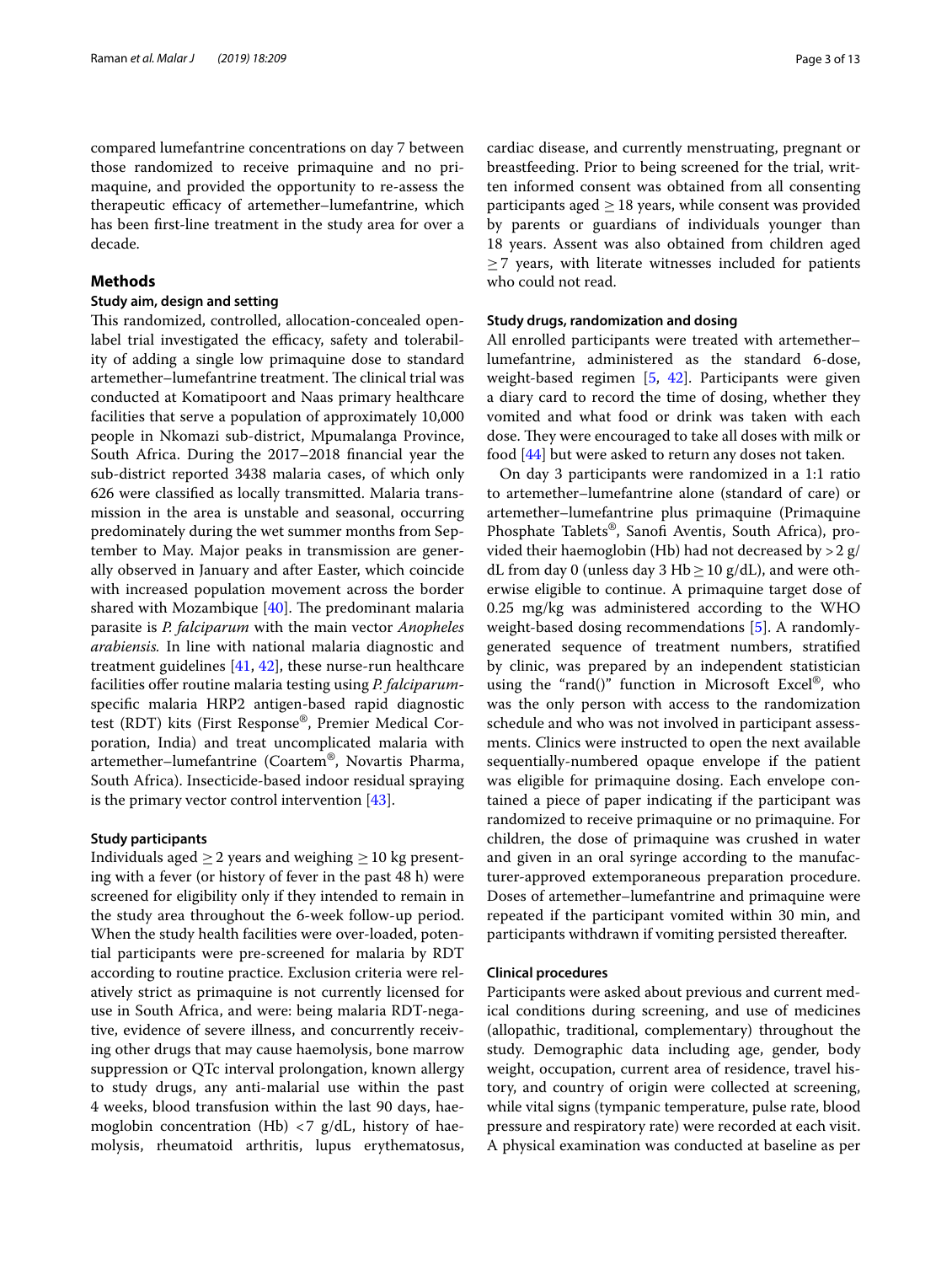compared lumefantrine concentrations on day 7 between those randomized to receive primaquine and no primaquine, and provided the opportunity to re-assess the therapeutic efficacy of artemether–lumefantrine, which has been first-line treatment in the study area for over a decade.

## Methods

### Study aim, design and setting

This randomized, controlled, allocation-concealed open-label trial investigated the efficacy, safety and tolerability of adding a single low primaquine dose to standard artemether–lumefantrine treatment. The clinical trial was conducted at Komatipoort and Naas primary healthcare facilities that serve a population of approximately 10,000 people in Nkomazi sub-district, Mpumalanga Province, South Africa. During the 2017–2018 financial year the sub-district reported 3438 malaria cases, of which only 626 were classified as locally transmitted. Malaria transmission in the area is unstable and seasonal, occurring predominately during the wet summer months from September to May. Major peaks in transmission are generally observed in January and after Easter, which coincide with increased population movement across the border shared with Mozambique [40]. The predominant malaria parasite is *P. falciparum* with the main vector *Anopheles arabiensis.* In line with national malaria diagnostic and treatment guidelines [41, 42], these nurse-run healthcare facilities offer routine malaria testing using *P. falciparum*-specific malaria HRP2 antigen-based rapid diagnostic test (RDT) kits (First Response®, Premier Medical Corporation, India) and treat uncomplicated malaria with artemether–lumefantrine (Coartem®, Novartis Pharma, South Africa). Insecticide-based indoor residual spraying is the primary vector control intervention [43].

### Study participants

Individuals aged $\geq 2$ years and weighing $\geq 10$ kg presenting with a fever (or history of fever in the past 48 h) were screened for eligibility only if they intended to remain in the study area throughout the 6-week follow-up period. When the study health facilities were over-loaded, potential participants were pre-screened for malaria by RDT according to routine practice. Exclusion criteria were relatively strict as primaquine is not currently licensed for use in South Africa, and were: being malaria RDT-negative, evidence of severe illness, and concurrently receiving other drugs that may cause haemolysis, bone marrow suppression or QTc interval prolongation, known allergy to study drugs, any anti-malarial use within the past 4 weeks, blood transfusion within the last 90 days, haemoglobin concentration (Hb) $<7$ g/dL, history of haemolysis, rheumatoid arthritis, lupus erythematosus, cardiac disease, and currently menstruating, pregnant or breastfeeding. Prior to being screened for the trial, written informed consent was obtained from all consenting participants aged $\geq 18$ years, while consent was provided by parents or guardians of individuals younger than 18 years. Assent was also obtained from children aged $\geq 7$ years, with literate witnesses included for patients who could not read.

### Study drugs, randomization and dosing

All enrolled participants were treated with artemether–lumefantrine, administered as the standard 6-dose, weight-based regimen [5, 42]. Participants were given a diary card to record the time of dosing, whether they vomited and what food or drink was taken with each dose. They were encouraged to take all doses with milk or food [44] but were asked to return any doses not taken.

On day 3 participants were randomized in a 1:1 ratio to artemether–lumefantrine alone (standard of care) or artemether–lumefantrine plus primaquine (Primaquine Phosphate Tablets®, Sanofi Aventis, South Africa), provided their haemoglobin (Hb) had not decreased by $>2$ g/dL from day 0 (unless day 3 Hb $\geq 10$ g/dL), and were otherwise eligible to continue. A primaquine target dose of 0.25 mg/kg was administered according to the WHO weight-based dosing recommendations [5]. A randomly-generated sequence of treatment numbers, stratified by clinic, was prepared by an independent statistician using the "rand()" function in Microsoft Excel®, who was the only person with access to the randomization schedule and who was not involved in participant assessments. Clinics were instructed to open the next available sequentially-numbered opaque envelope if the patient was eligible for primaquine dosing. Each envelope contained a piece of paper indicating if the participant was randomized to receive primaquine or no primaquine. For children, the dose of primaquine was crushed in water and given in an oral syringe according to the manufacturer-approved extemporaneous preparation procedure. Doses of artemether–lumefantrine and primaquine were repeated if the participant vomited within 30 min, and participants withdrawn if vomiting persisted thereafter.

### Clinical procedures

Participants were asked about previous and current medical conditions during screening, and use of medicines (allopathic, traditional, complementary) throughout the study. Demographic data including age, gender, body weight, occupation, current area of residence, travel history, and country of origin were collected at screening, while vital signs (tympanic temperature, pulse rate, blood pressure and respiratory rate) were recorded at each visit. A physical examination was conducted at baseline as per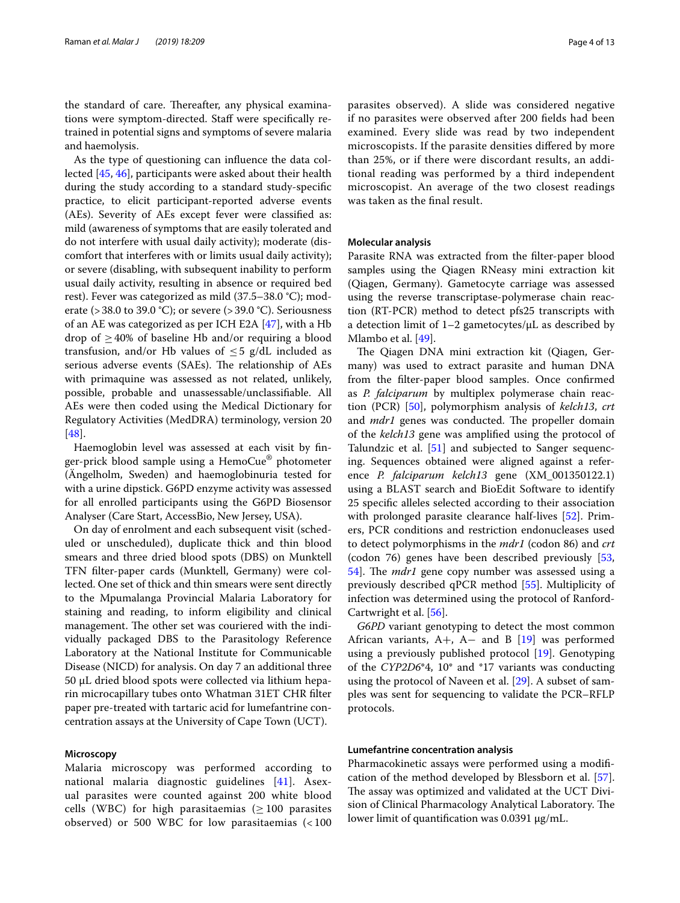the standard of care. Thereafter, any physical examinations were symptom-directed. Staff were specifically re-trained in potential signs and symptoms of severe malaria and haemolysis.

As the type of questioning can influence the data collected [45, 46], participants were asked about their health during the study according to a standard study-specific practice, to elicit participant-reported adverse events (AEs). Severity of AEs except fever were classified as: mild (awareness of symptoms that are easily tolerated and do not interfere with usual daily activity); moderate (discomfort that interferes with or limits usual daily activity); or severe (disabling, with subsequent inability to perform usual daily activity, resulting in absence or required bed rest). Fever was categorized as mild (37.5–38.0 °C); moderate (> 38.0 to 39.0 °C); or severe (> 39.0 °C). Seriousness of an AE was categorized as per ICH E2A [47], with a Hb drop of ≥ 40% of baseline Hb and/or requiring a blood transfusion, and/or Hb values of ≤ 5 g/dL included as serious adverse events (SAEs). The relationship of AEs with primaquine was assessed as not related, unlikely, possible, probable and unassessable/unclassifiable. All AEs were then coded using the Medical Dictionary for Regulatory Activities (MedDRA) terminology, version 20 [48].

Haemoglobin level was assessed at each visit by finger-prick blood sample using a HemoCue® photometer (Ängelholm, Sweden) and haemoglobinuria tested for with a urine dipstick. G6PD enzyme activity was assessed for all enrolled participants using the G6PD Biosensor Analyser (Care Start, AccessBio, New Jersey, USA).

On day of enrolment and each subsequent visit (scheduled or unscheduled), duplicate thick and thin blood smears and three dried blood spots (DBS) on Munktell TFN filter-paper cards (Munktell, Germany) were collected. One set of thick and thin smears were sent directly to the Mpumalanga Provincial Malaria Laboratory for staining and reading, to inform eligibility and clinical management. The other set was couriered with the individually packaged DBS to the Parasitology Reference Laboratory at the National Institute for Communicable Disease (NICD) for analysis. On day 7 an additional three 50 µL dried blood spots were collected via lithium heparin microcapillary tubes onto Whatman 31ET CHR filter paper pre-treated with tartaric acid for lumefantrine concentration assays at the University of Cape Town (UCT).

#### Microscopy

Malaria microscopy was performed according to national malaria diagnostic guidelines [41]. Asexual parasites were counted against 200 white blood cells (WBC) for high parasitaemias (≥ 100 parasites observed) or 500 WBC for low parasitaemias (< 100 parasites observed). A slide was considered negative if no parasites were observed after 200 fields had been examined. Every slide was read by two independent microscopists. If the parasite densities differed by more than 25%, or if there were discordant results, an additional reading was performed by a third independent microscopist. An average of the two closest readings was taken as the final result.

#### Molecular analysis

Parasite RNA was extracted from the filter-paper blood samples using the Qiagen RNeasy mini extraction kit (Qiagen, Germany). Gametocyte carriage was assessed using the reverse transcriptase-polymerase chain reaction (RT-PCR) method to detect pfs25 transcripts with a detection limit of 1–2 gametocytes/µL as described by Mlambo et al. [49].

The Qiagen DNA mini extraction kit (Qiagen, Germany) was used to extract parasite and human DNA from the filter-paper blood samples. Once confirmed as *P. falciparum* by multiplex polymerase chain reaction (PCR) [50], polymorphism analysis of *kelch13*, *crt* and *mdr1* genes was conducted. The propeller domain of the *kelch13* gene was amplified using the protocol of Talundzic et al. [51] and subjected to Sanger sequencing. Sequences obtained were aligned against a reference *P. falciparum kelch13* gene (XM_001350122.1) using a BLAST search and BioEdit Software to identify 25 specific alleles selected according to their association with prolonged parasite clearance half-lives [52]. Primers, PCR conditions and restriction endonucleases used to detect polymorphisms in the *mdr1* (codon 86) and *crt* (codon 76) genes have been described previously [53, 54]. The *mdr1* gene copy number was assessed using a previously described qPCR method [55]. Multiplicity of infection was determined using the protocol of Ranford-Cartwright et al. [56].

*G6PD* variant genotyping to detect the most common African variants, A+, A− and B [19] was performed using a previously published protocol [19]. Genotyping of the *CYP2D6*\*4, 10\* and \*17 variants was conducting using the protocol of Naveen et al. [29]. A subset of samples was sent for sequencing to validate the PCR–RFLP protocols.

#### Lumefantrine concentration analysis

Pharmacokinetic assays were performed using a modification of the method developed by Blessborn et al. [57]. The assay was optimized and validated at the UCT Division of Clinical Pharmacology Analytical Laboratory. The lower limit of quantification was 0.0391 µg/mL.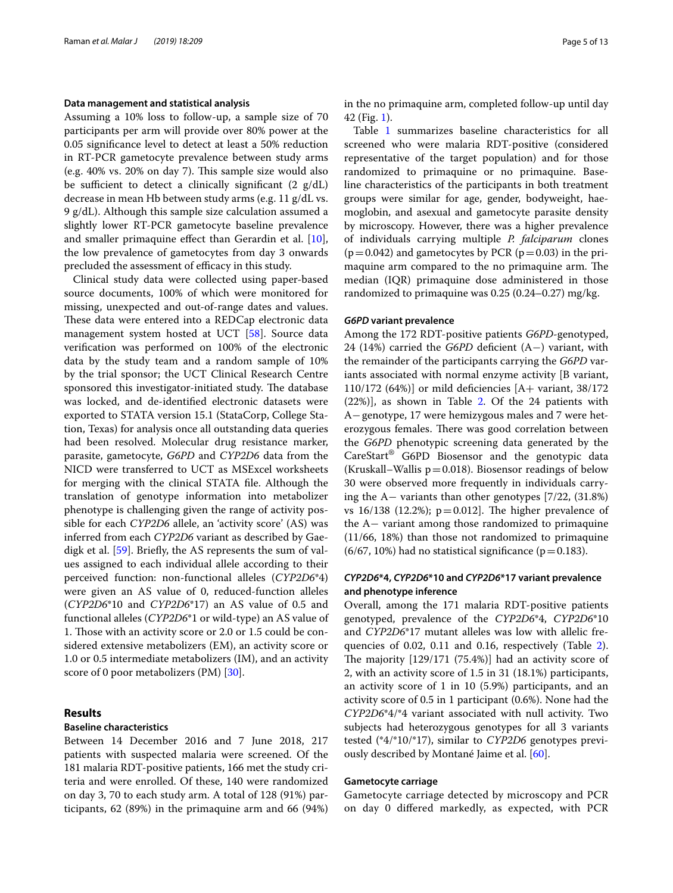### Data management and statistical analysis

Assuming a 10% loss to follow-up, a sample size of 70 participants per arm will provide over 80% power at the 0.05 significance level to detect at least a 50% reduction in RT-PCR gametocyte prevalence between study arms (e.g. 40% vs. 20% on day 7). This sample size would also be sufficient to detect a clinically significant (2 g/dL) decrease in mean Hb between study arms (e.g. 11 g/dL vs. 9 g/dL). Although this sample size calculation assumed a slightly lower RT-PCR gametocyte baseline prevalence and smaller primaquine effect than Gerardin et al. [10], the low prevalence of gametocytes from day 3 onwards precluded the assessment of efficacy in this study.

Clinical study data were collected using paper-based source documents, 100% of which were monitored for missing, unexpected and out-of-range dates and values. These data were entered into a REDCap electronic data management system hosted at UCT [58]. Source data verification was performed on 100% of the electronic data by the study team and a random sample of 10% by the trial sponsor; the UCT Clinical Research Centre sponsored this investigator-initiated study. The database was locked, and de-identified electronic datasets were exported to STATA version 15.1 (StataCorp, College Station, Texas) for analysis once all outstanding data queries had been resolved. Molecular drug resistance marker, parasite, gametocyte, *G6PD* and *CYP2D6* variant data from the NICD were transferred to UCT as MSExcel worksheets for merging with the clinical STATA file. Although the translation of genotype information into metabolizer phenotype is challenging given the range of activity possible for each *CYP2D6* allele, an 'activity score' (AS) was inferred from each *CYP2D6* variant as described by Gaedigk et al. [59]. Briefly, the AS represents the sum of values assigned to each individual allele according to their perceived function: non-functional alleles (*CYP2D6*\*4) were given an AS value of 0, reduced-function alleles (*CYP2D6*\*10 and *CYP2D6*\*17) an AS value of 0.5 and functional alleles (*CYP2D6*\*1 or wild-type) an AS value of 1. Those with an activity score or 2.0 or 1.5 could be considered extensive metabolizers (EM), an activity score or 1.0 or 0.5 intermediate metabolizers (IM), and an activity score of 0 poor metabolizers (PM) [30].

## Results

### Baseline characteristics

Between 14 December 2016 and 7 June 2018, 217 patients with suspected malaria were screened. Of the 181 malaria RDT-positive patients, 166 met the study criteria and were enrolled. Of these, 140 were randomized on day 3, 70 to each study arm. A total of 128 (91%) participants, 62 (89%) in the primaquine arm and 66 (94%) in the no primaquine arm, completed follow-up until day 42 (Fig. 1).

Table 1 summarizes baseline characteristics for all screened who were malaria RDT-positive (considered representative of the target population) and for those randomized to primaquine or no primaquine. Baseline characteristics of the participants in both treatment groups were similar for age, gender, bodyweight, haemoglobin, and asexual and gametocyte parasite density by microscopy. However, there was a higher prevalence of individuals carrying multiple *P. falciparum* clones ($p = 0.042$) and gametocytes by PCR ($p = 0.03$) in the primaquine arm compared to the no primaquine arm. The median (IQR) primaquine dose administered in those randomized to primaquine was 0.25 (0.24–0.27) mg/kg.

### *G6PD* variant prevalence

Among the 172 RDT-positive patients *G6PD*-genotyped, 24 (14%) carried the *G6PD* deficient (A−) variant, with the remainder of the participants carrying the *G6PD* variants associated with normal enzyme activity [B variant, 110/172 (64%)] or mild deficiencies [A+ variant, 38/172 (22%)], as shown in Table 2. Of the 24 patients with A− genotype, 17 were hemizygous males and 7 were heterozygous females. There was good correlation between the *G6PD* phenotypic screening data generated by the CareStart® G6PD Biosensor and the genotypic data (Kruskall–Wallis $p = 0.018$). Biosensor readings of below 30 were observed more frequently in individuals carrying the A− variants than other genotypes [7/22, (31.8%) vs 16/138 (12.2%); $p = 0.012$]. The higher prevalence of the A− variant among those randomized to primaquine (11/66, 18%) than those not randomized to primaquine (6/67, 10%) had no statistical significance ($p = 0.183$).

### *CYP2D6*\*4, *CYP2D6*\*10 and *CYP2D6*\*17 variant prevalence and phenotype inference

Overall, among the 171 malaria RDT-positive patients genotyped, prevalence of the *CYP2D6*\*4, *CYP2D6*\*10 and *CYP2D6*\*17 mutant alleles was low with allelic frequencies of 0.02, 0.11 and 0.16, respectively (Table 2). The majority [129/171 (75.4%)] had an activity score of 2, with an activity score of 1.5 in 31 (18.1%) participants, an activity score of 1 in 10 (5.9%) participants, and an activity score of 0.5 in 1 participant (0.6%). None had the *CYP2D6*\*4/\*4 variant associated with null activity. Two subjects had heterozygous genotypes for all 3 variants tested (\*4/\*10/\*17), similar to *CYP2D6* genotypes previously described by Montané Jaime et al. [60].

### Gametocyte carriage

Gametocyte carriage detected by microscopy and PCR on day 0 differed markedly, as expected, with PCR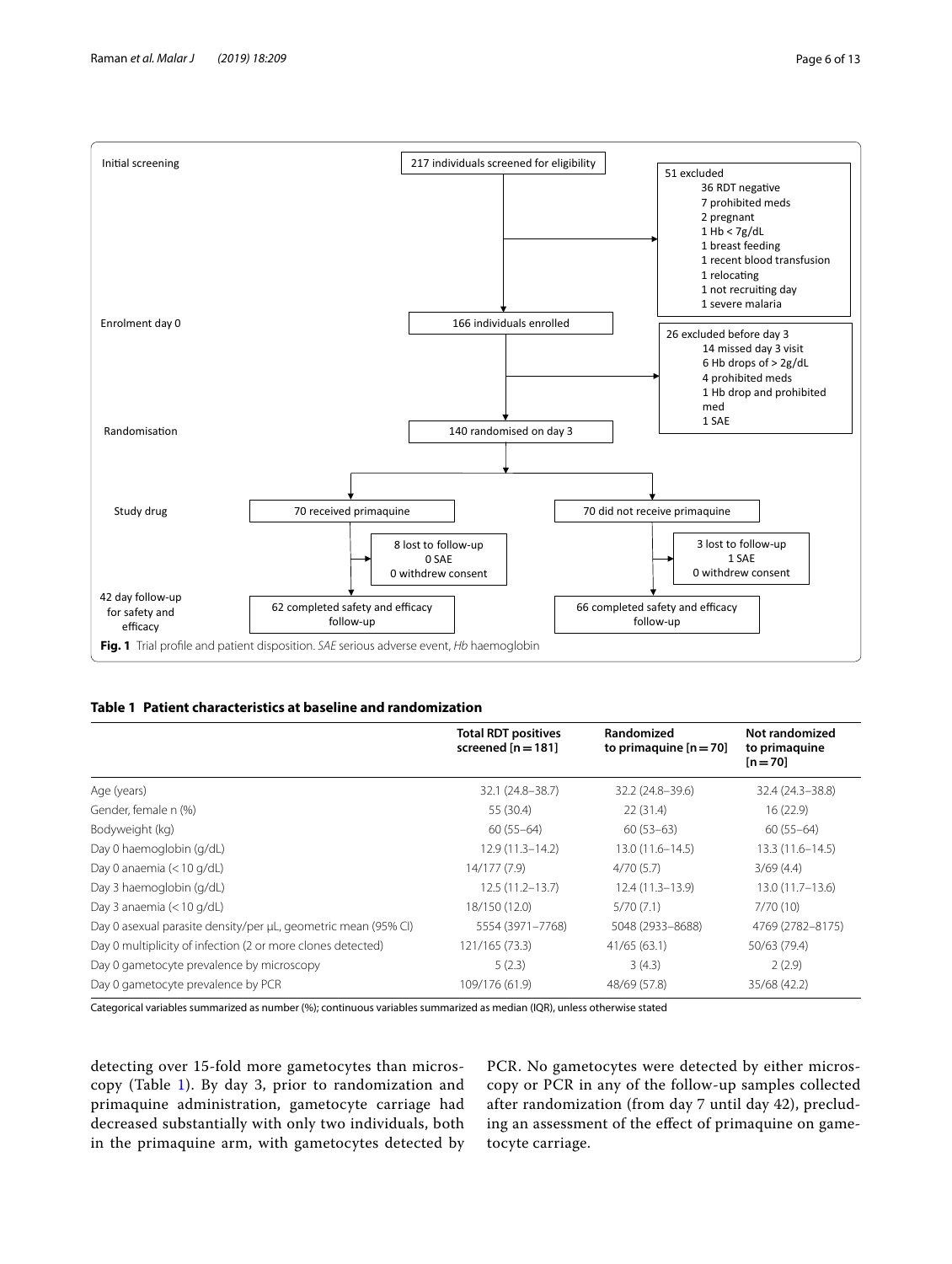Initial screening

217 individuals screened for eligibility

51 excluded
- 36 RDT negative
- 7 prohibited meds
- 2 pregnant
- 1 Hb < 7g/dL
- 1 breast feeding
- 1 recent blood transfusion
- 1 relocating
- 1 not recruiting day
- 1 severe malaria

Enrolment day 0

166 individuals enrolled

26 excluded before day 3
- 14 missed day 3 visit
- 6 Hb drops of > 2g/dL
- 4 prohibited meds
- 1 Hb drop and prohibited med
- 1 SAE

Randomisation

140 randomised on day 3

Study drug

70 received primaquine | 70 did not receive primaquine

8 lost to follow-up, 0 SAE, 0 withdrew consent | 3 lost to follow-up, 1 SAE, 0 withdrew consent

42 day follow-up for safety and efficacy

62 completed safety and efficacy follow-up | 66 completed safety and efficacy follow-up

**Fig. 1** Trial profile and patient disposition. *SAE* serious adverse event, *Hb* haemoglobin

**Table 1 Patient characteristics at baseline and randomization**

| | Total RDT positives screened [n = 181] | Randomized to primaquine [n = 70] | Not randomized to primaquine [n = 70] |
|---|---|---|---|
| Age (years) | 32.1 (24.8–38.7) | 32.2 (24.8–39.6) | 32.4 (24.3–38.8) |
| Gender, female n (%) | 55 (30.4) | 22 (31.4) | 16 (22.9) |
| Bodyweight (kg) | 60 (55–64) | 60 (53–63) | 60 (55–64) |
| Day 0 haemoglobin (g/dL) | 12.9 (11.3–14.2) | 13.0 (11.6–14.5) | 13.3 (11.6–14.5) |
| Day 0 anaemia (< 10 g/dL) | 14/177 (7.9) | 4/70 (5.7) | 3/69 (4.4) |
| Day 3 haemoglobin (g/dL) | 12.5 (11.2–13.7) | 12.4 (11.3–13.9) | 13.0 (11.7–13.6) |
| Day 3 anaemia (< 10 g/dL) | 18/150 (12.0) | 5/70 (7.1) | 7/70 (10) |
| Day 0 asexual parasite density/per µL, geometric mean (95% CI) | 5554 (3971–7768) | 5048 (2933–8688) | 4769 (2782–8175) |
| Day 0 multiplicity of infection (2 or more clones detected) | 121/165 (73.3) | 41/65 (63.1) | 50/63 (79.4) |
| Day 0 gametocyte prevalence by microscopy | 5 (2.3) | 3 (4.3) | 2 (2.9) |
| Day 0 gametocyte prevalence by PCR | 109/176 (61.9) | 48/69 (57.8) | 35/68 (42.2) |

Categorical variables summarized as number (%); continuous variables summarized as median (IQR), unless otherwise stated

detecting over 15-fold more gametocytes than microscopy (Table 1). By day 3, prior to randomization and primaquine administration, gametocyte carriage had decreased substantially with only two individuals, both in the primaquine arm, with gametocytes detected by PCR. No gametocytes were detected by either microscopy or PCR in any of the follow-up samples collected after randomization (from day 7 until day 42), precluding an assessment of the effect of primaquine on gametocyte carriage.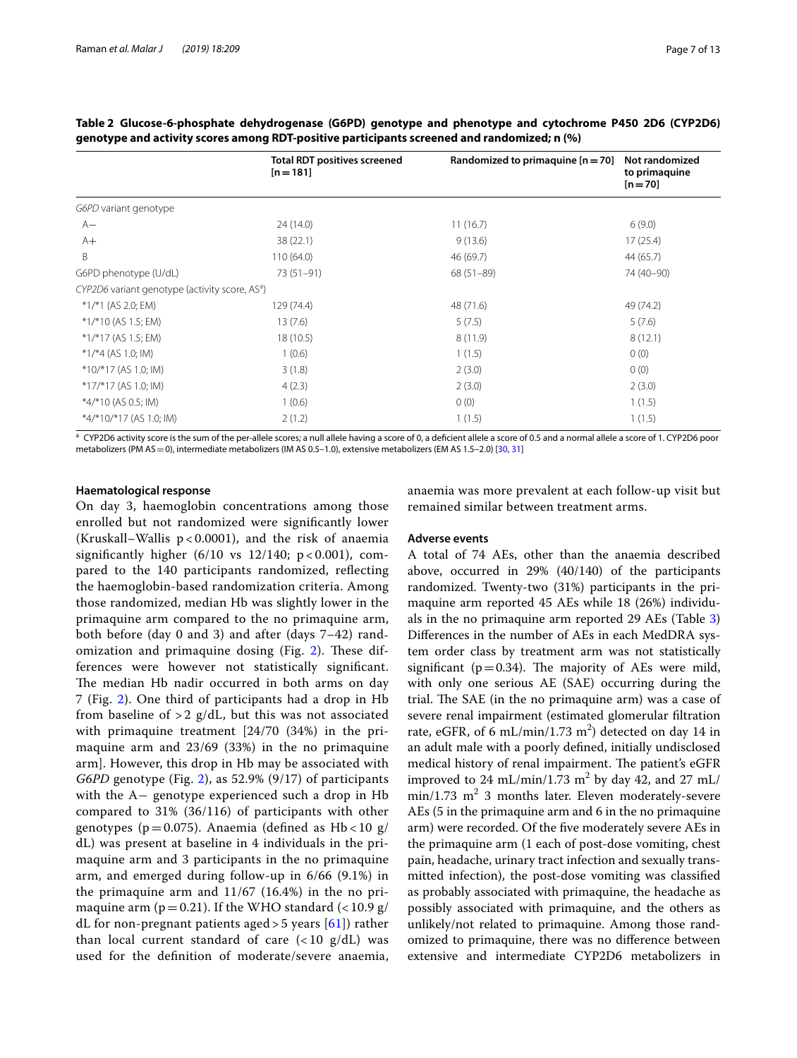**Table 2 Glucose-6-phosphate dehydrogenase (G6PD) genotype and phenotype and cytochrome P450 2D6 (CYP2D6) genotype and activity scores among RDT-positive participants screened and randomized; n (%)**

| | Total RDT positives screened [n = 181] | Randomized to primaquine [n = 70] | Not randomized to primaquine [n = 70] |
|---|---|---|---|
| *G6PD* variant genotype | | | |
| A− | 24 (14.0) | 11 (16.7) | 6 (9.0) |
| A+ | 38 (22.1) | 9 (13.6) | 17 (25.4) |
| B | 110 (64.0) | 46 (69.7) | 44 (65.7) |
| G6PD phenotype (U/dL) | 73 (51–91) | 68 (51–89) | 74 (40–90) |
| *CYP2D6* variant genotype (activity score, AS[a]) | | | |
| *1/*1 (AS 2.0; EM) | 129 (74.4) | 48 (71.6) | 49 (74.2) |
| *1/*10 (AS 1.5; EM) | 13 (7.5) | 5 (7.5) | 5 (7.6) |
| *1/*17 (AS 1.5; EM) | 18 (10.5) | 8 (11.9) | 8 (12.1) |
| *1/*4 (AS 1.0; IM) | 1 (0.6) | 1 (1.5) | 0 (0) |
| *10/*17 (AS 1.0; IM) | 3 (1.8) | 2 (3.0) | 0 (0) |
| *17/*17 (AS 1.0; IM) | 4 (2.3) | 2 (3.0) | 2 (3.0) |
| *4/*10 (AS 0.5; IM) | 1 (0.6) | 0 (0) | 1 (1.5) |
| *4/*10/*17 (AS 1.0; IM) | 2 (1.2) | 1 (1.5) | 1 (1.5) |

[a] CYP2D6 activity score is the sum of the per-allele scores; a null allele having a score of 0, a deficient allele a score of 0.5 and a normal allele a score of 1. CYP2D6 poor metabolizers (PM AS = 0), intermediate metabolizers (IM AS 0.5–1.0), extensive metabolizers (EM AS 1.5–2.0) [30, 31]

### Haematological response

On day 3, haemoglobin concentrations among those enrolled but not randomized were significantly lower (Kruskall–Wallis $p < 0.0001$), and the risk of anaemia significantly higher (6/10 vs 12/140; $p < 0.001$), compared to the 140 participants randomized, reflecting the haemoglobin-based randomization criteria. Among those randomized, median Hb was slightly lower in the primaquine arm compared to the no primaquine arm, both before (day 0 and 3) and after (days 7–42) randomization and primaquine dosing (Fig. 2). These differences were however not statistically significant. The median Hb nadir occurred in both arms on day 7 (Fig. 2). One third of participants had a drop in Hb from baseline of > 2 g/dL, but this was not associated with primaquine treatment [24/70 (34%) in the primaquine arm and 23/69 (33%) in the no primaquine arm]. However, this drop in Hb may be associated with *G6PD* genotype (Fig. 2), as 52.9% (9/17) of participants with the A− genotype experienced such a drop in Hb compared to 31% (36/116) of participants with other genotypes ($p = 0.075$). Anaemia (defined as Hb < 10 g/dL) was present at baseline in 4 individuals in the primaquine arm and 3 participants in the no primaquine arm, and emerged during follow-up in 6/66 (9.1%) in the primaquine arm and 11/67 (16.4%) in the no primaquine arm ($p = 0.21$). If the WHO standard (< 10.9 g/dL for non-pregnant patients aged > 5 years [61]) rather than local current standard of care (< 10 g/dL) was used for the definition of moderate/severe anaemia, anaemia was more prevalent at each follow-up visit but remained similar between treatment arms.

### Adverse events

A total of 74 AEs, other than the anaemia described above, occurred in 29% (40/140) of the participants randomized. Twenty-two (31%) participants in the primaquine arm reported 45 AEs while 18 (26%) individuals in the no primaquine arm reported 29 AEs (Table 3) Differences in the number of AEs in each MedDRA system order class by treatment arm was not statistically significant ($p = 0.34$). The majority of AEs were mild, with only one serious AE (SAE) occurring during the trial. The SAE (in the no primaquine arm) was a case of severe renal impairment (estimated glomerular filtration rate, eGFR, of 6 mL/min/1.73 $m^2$) detected on day 14 in an adult male with a poorly defined, initially undisclosed medical history of renal impairment. The patient's eGFR improved to 24 mL/min/1.73 $m^2$ by day 42, and 27 mL/min/1.73 $m^2$ 3 months later. Eleven moderately-severe AEs (5 in the primaquine arm and 6 in the no primaquine arm) were recorded. Of the five moderately severe AEs in the primaquine arm (1 each of post-dose vomiting, chest pain, headache, urinary tract infection and sexually transmitted infection), the post-dose vomiting was classified as probably associated with primaquine, the headache as possibly associated with primaquine, and the others as unlikely/not related to primaquine. Among those randomized to primaquine, there was no difference between extensive and intermediate CYP2D6 metabolizers in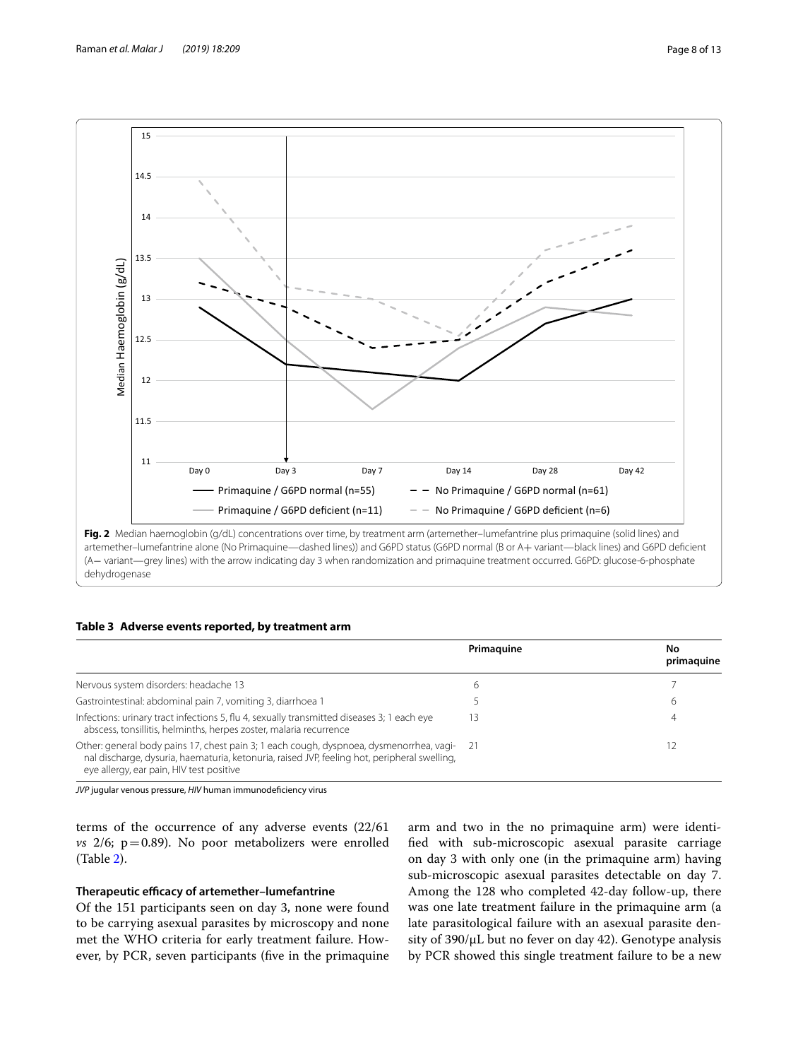**Fig. 2** Median haemoglobin (g/dL) concentrations over time, by treatment arm (artemether–lumefantrine plus primaquine (solid lines) and artemether–lumefantrine alone (No Primaquine—dashed lines)) and G6PD status (G6PD normal (B or A+ variant—black lines) and G6PD deficient (A− variant—grey lines) with the arrow indicating day 3 when randomization and primaquine treatment occurred. G6PD: glucose-6-phosphate dehydrogenase

**Table 3 Adverse events reported, by treatment arm**

| | Primaquine | No primaquine |
|---|---|---|
| Nervous system disorders: headache 13 | 6 | 7 |
| Gastrointestinal: abdominal pain 7, vomiting 3, diarrhoea 1 | 5 | 6 |
| Infections: urinary tract infections 5, flu 4, sexually transmitted diseases 3; 1 each eye abscess, tonsillitis, helminths, herpes zoster, malaria recurrence | 13 | 4 |
| Other: general body pains 17, chest pain 3; 1 each cough, dyspnoea, dysmenorrhea, vaginal discharge, dysuria, haematuria, ketonuria, raised JVP, feeling hot, peripheral swelling, eye allergy, ear pain, HIV test positive | 21 | 12 |

*JVP* jugular venous pressure, *HIV* human immunodeficiency virus

terms of the occurrence of any adverse events (22/61 *vs* 2/6; p = 0.89). No poor metabolizers were enrolled (Table 2).

### Therapeutic efficacy of artemether–lumefantrine

Of the 151 participants seen on day 3, none were found to be carrying asexual parasites by microscopy and none met the WHO criteria for early treatment failure. However, by PCR, seven participants (five in the primaquine arm and two in the no primaquine arm) were identified with sub-microscopic asexual parasite carriage on day 3 with only one (in the primaquine arm) having sub-microscopic asexual parasites detectable on day 7. Among the 128 who completed 42-day follow-up, there was one late treatment failure in the primaquine arm (a late parasitological failure with an asexual parasite density of 390/μL but no fever on day 42). Genotype analysis by PCR showed this single treatment failure to be a new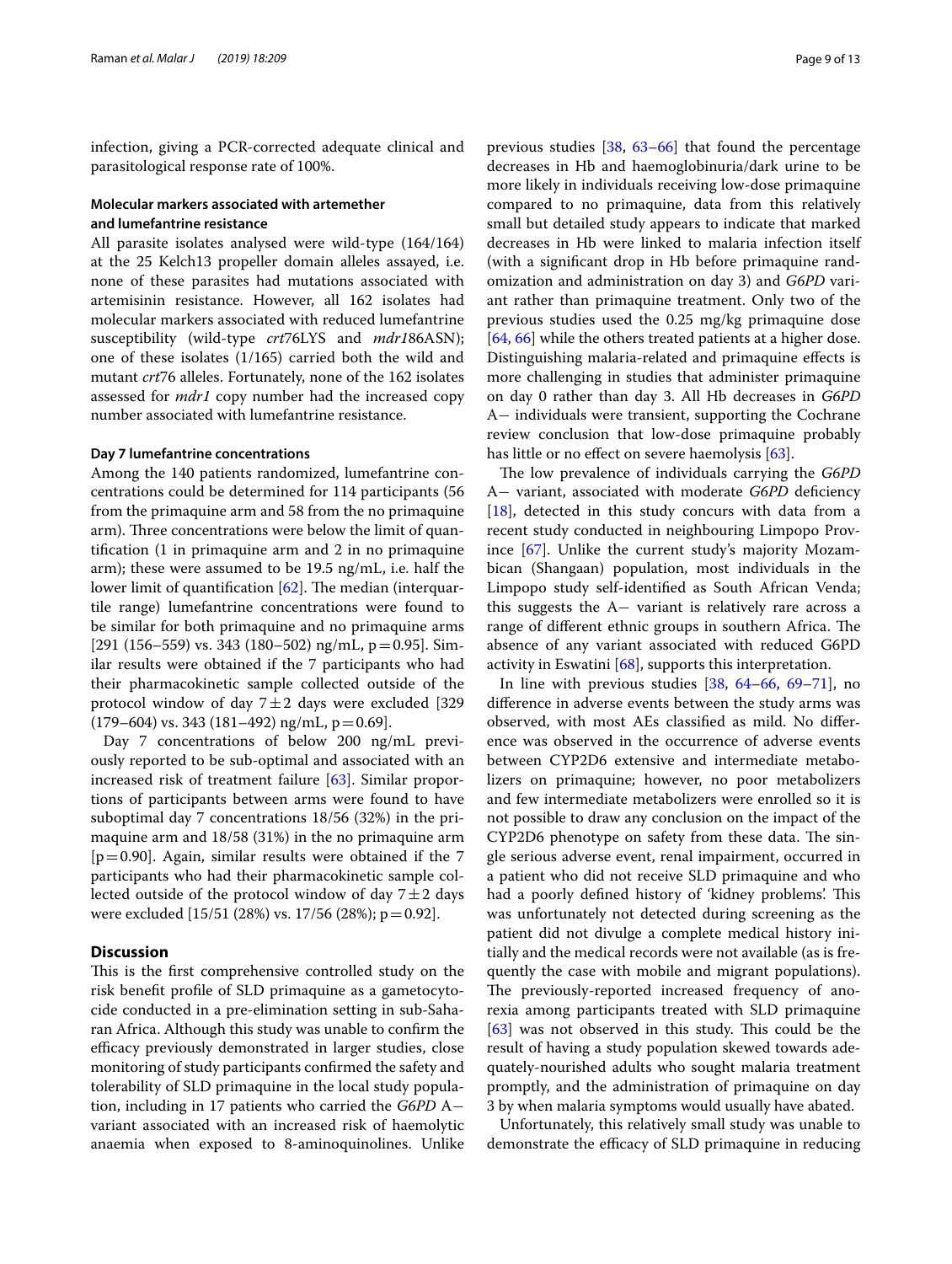infection, giving a PCR-corrected adequate clinical and parasitological response rate of 100%.

### Molecular markers associated with artemether and lumefantrine resistance

All parasite isolates analysed were wild-type (164/164) at the 25 Kelch13 propeller domain alleles assayed, i.e. none of these parasites had mutations associated with artemisinin resistance. However, all 162 isolates had molecular markers associated with reduced lumefantrine susceptibility (wild-type *crt*76LYS and *mdr1*86ASN); one of these isolates (1/165) carried both the wild and mutant *crt*76 alleles. Fortunately, none of the 162 isolates assessed for *mdr1* copy number had the increased copy number associated with lumefantrine resistance.

### Day 7 lumefantrine concentrations

Among the 140 patients randomized, lumefantrine concentrations could be determined for 114 participants (56 from the primaquine arm and 58 from the no primaquine arm). Three concentrations were below the limit of quantification (1 in primaquine arm and 2 in no primaquine arm); these were assumed to be 19.5 ng/mL, i.e. half the lower limit of quantification [62]. The median (interquartile range) lumefantrine concentrations were found to be similar for both primaquine and no primaquine arms [291 (156–559) vs. 343 (180–502) ng/mL, p = 0.95]. Similar results were obtained if the 7 participants who had their pharmacokinetic sample collected outside of the protocol window of day 7 ± 2 days were excluded [329 (179–604) vs. 343 (181–492) ng/mL, p = 0.69].

Day 7 concentrations of below 200 ng/mL previously reported to be sub-optimal and associated with an increased risk of treatment failure [63]. Similar proportions of participants between arms were found to have suboptimal day 7 concentrations 18/56 (32%) in the primaquine arm and 18/58 (31%) in the no primaquine arm [p = 0.90]. Again, similar results were obtained if the 7 participants who had their pharmacokinetic sample collected outside of the protocol window of day 7 ± 2 days were excluded [15/51 (28%) vs. 17/56 (28%); p = 0.92].

## Discussion

This is the first comprehensive controlled study on the risk benefit profile of SLD primaquine as a gametocytocide conducted in a pre-elimination setting in sub-Saharan Africa. Although this study was unable to confirm the efficacy previously demonstrated in larger studies, close monitoring of study participants confirmed the safety and tolerability of SLD primaquine in the local study population, including in 17 patients who carried the *G6PD* A− variant associated with an increased risk of haemolytic anaemia when exposed to 8-aminoquinolines. Unlike previous studies [38, 63–66] that found the percentage decreases in Hb and haemoglobinuria/dark urine to be more likely in individuals receiving low-dose primaquine compared to no primaquine, data from this relatively small but detailed study appears to indicate that marked decreases in Hb were linked to malaria infection itself (with a significant drop in Hb before primaquine randomization and administration on day 3) and *G6PD* variant rather than primaquine treatment. Only two of the previous studies used the 0.25 mg/kg primaquine dose [64, 66] while the others treated patients at a higher dose. Distinguishing malaria-related and primaquine effects is more challenging in studies that administer primaquine on day 0 rather than day 3. All Hb decreases in *G6PD* A− individuals were transient, supporting the Cochrane review conclusion that low-dose primaquine probably has little or no effect on severe haemolysis [63].

The low prevalence of individuals carrying the *G6PD* A− variant, associated with moderate *G6PD* deficiency [18], detected in this study concurs with data from a recent study conducted in neighbouring Limpopo Province [67]. Unlike the current study's majority Mozambican (Shangaan) population, most individuals in the Limpopo study self-identified as South African Venda; this suggests the A− variant is relatively rare across a range of different ethnic groups in southern Africa. The absence of any variant associated with reduced G6PD activity in Eswatini [68], supports this interpretation.

In line with previous studies [38, 64–66, 69–71], no difference in adverse events between the study arms was observed, with most AEs classified as mild. No difference was observed in the occurrence of adverse events between CYP2D6 extensive and intermediate metabolizers on primaquine; however, no poor metabolizers and few intermediate metabolizers were enrolled so it is not possible to draw any conclusion on the impact of the CYP2D6 phenotype on safety from these data. The single serious adverse event, renal impairment, occurred in a patient who did not receive SLD primaquine and who had a poorly defined history of 'kidney problems'. This was unfortunately not detected during screening as the patient did not divulge a complete medical history initially and the medical records were not available (as is frequently the case with mobile and migrant populations). The previously-reported increased frequency of anorexia among participants treated with SLD primaquine [63] was not observed in this study. This could be the result of having a study population skewed towards adequately-nourished adults who sought malaria treatment promptly, and the administration of primaquine on day 3 by when malaria symptoms would usually have abated.

Unfortunately, this relatively small study was unable to demonstrate the efficacy of SLD primaquine in reducing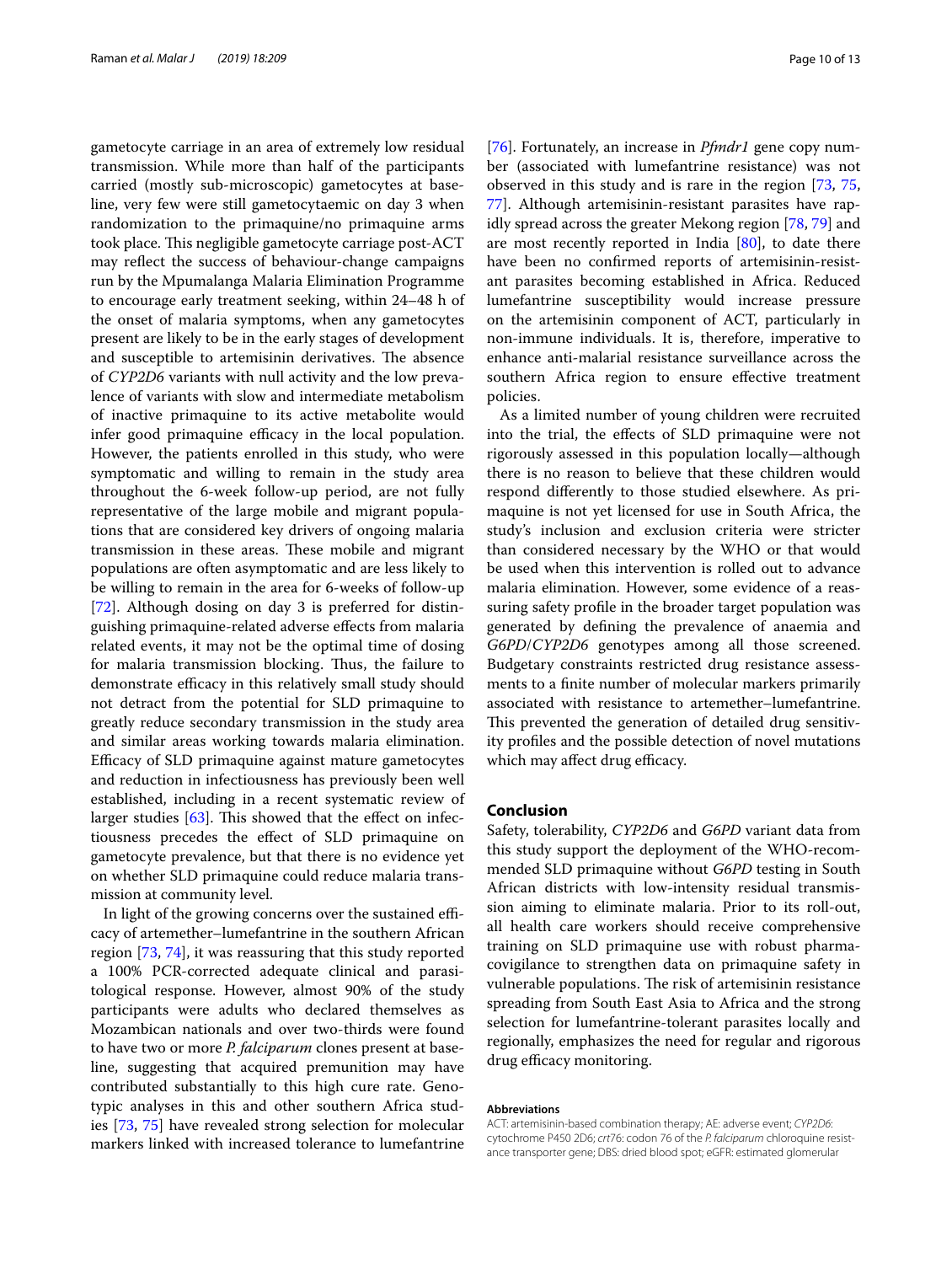gametocyte carriage in an area of extremely low residual transmission. While more than half of the participants carried (mostly sub-microscopic) gametocytes at baseline, very few were still gametocytaemic on day 3 when randomization to the primaquine/no primaquine arms took place. This negligible gametocyte carriage post-ACT may reflect the success of behaviour-change campaigns run by the Mpumalanga Malaria Elimination Programme to encourage early treatment seeking, within 24–48 h of the onset of malaria symptoms, when any gametocytes present are likely to be in the early stages of development and susceptible to artemisinin derivatives. The absence of *CYP2D6* variants with null activity and the low prevalence of variants with slow and intermediate metabolism of inactive primaquine to its active metabolite would infer good primaquine efficacy in the local population. However, the patients enrolled in this study, who were symptomatic and willing to remain in the study area throughout the 6-week follow-up period, are not fully representative of the large mobile and migrant populations that are considered key drivers of ongoing malaria transmission in these areas. These mobile and migrant populations are often asymptomatic and are less likely to be willing to remain in the area for 6-weeks of follow-up [72]. Although dosing on day 3 is preferred for distinguishing primaquine-related adverse effects from malaria related events, it may not be the optimal time of dosing for malaria transmission blocking. Thus, the failure to demonstrate efficacy in this relatively small study should not detract from the potential for SLD primaquine to greatly reduce secondary transmission in the study area and similar areas working towards malaria elimination. Efficacy of SLD primaquine against mature gametocytes and reduction in infectiousness has previously been well established, including in a recent systematic review of larger studies [63]. This showed that the effect on infectiousness precedes the effect of SLD primaquine on gametocyte prevalence, but that there is no evidence yet on whether SLD primaquine could reduce malaria transmission at community level.

In light of the growing concerns over the sustained efficacy of artemether–lumefantrine in the southern African region [73, 74], it was reassuring that this study reported a 100% PCR-corrected adequate clinical and parasitological response. However, almost 90% of the study participants were adults who declared themselves as Mozambican nationals and over two-thirds were found to have two or more *P. falciparum* clones present at baseline, suggesting that acquired premunition may have contributed substantially to this high cure rate. Genotypic analyses in this and other southern Africa studies [73, 75] have revealed strong selection for molecular markers linked with increased tolerance to lumefantrine [76]. Fortunately, an increase in *Pfmdr1* gene copy number (associated with lumefantrine resistance) was not observed in this study and is rare in the region [73, 75, 77]. Although artemisinin-resistant parasites have rapidly spread across the greater Mekong region [78, 79] and are most recently reported in India [80], to date there have been no confirmed reports of artemisinin-resistant parasites becoming established in Africa. Reduced lumefantrine susceptibility would increase pressure on the artemisinin component of ACT, particularly in non-immune individuals. It is, therefore, imperative to enhance anti-malarial resistance surveillance across the southern Africa region to ensure effective treatment policies.

As a limited number of young children were recruited into the trial, the effects of SLD primaquine were not rigorously assessed in this population locally—although there is no reason to believe that these children would respond differently to those studied elsewhere. As primaquine is not yet licensed for use in South Africa, the study's inclusion and exclusion criteria were stricter than considered necessary by the WHO or that would be used when this intervention is rolled out to advance malaria elimination. However, some evidence of a reassuring safety profile in the broader target population was generated by defining the prevalence of anaemia and *G6PD*/*CYP2D6* genotypes among all those screened. Budgetary constraints restricted drug resistance assessments to a finite number of molecular markers primarily associated with resistance to artemether–lumefantrine. This prevented the generation of detailed drug sensitivity profiles and the possible detection of novel mutations which may affect drug efficacy.

## Conclusion

Safety, tolerability, *CYP2D6* and *G6PD* variant data from this study support the deployment of the WHO-recommended SLD primaquine without *G6PD* testing in South African districts with low-intensity residual transmission aiming to eliminate malaria. Prior to its roll-out, all health care workers should receive comprehensive training on SLD primaquine use with robust pharmacovigilance to strengthen data on primaquine safety in vulnerable populations. The risk of artemisinin resistance spreading from South East Asia to Africa and the strong selection for lumefantrine-tolerant parasites locally and regionally, emphasizes the need for regular and rigorous drug efficacy monitoring.

#### Abbreviations

ACT: artemisinin-based combination therapy; AE: adverse event; *CYP2D6*: cytochrome P450 2D6; *crt*76: codon 76 of the *P. falciparum* chloroquine resistance transporter gene; DBS: dried blood spot; eGFR: estimated glomerular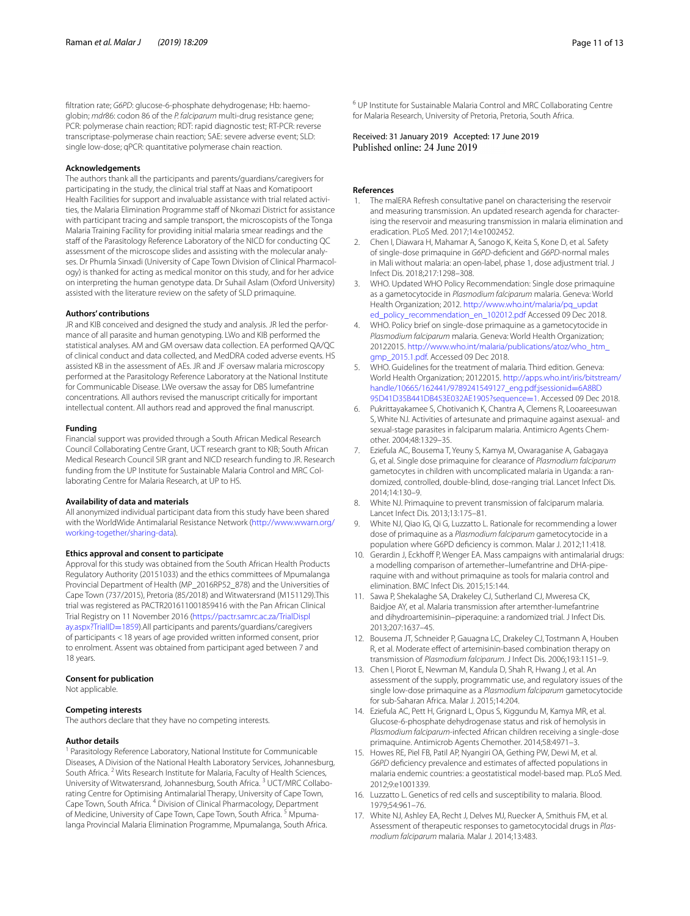filtration rate; *G6PD*: glucose-6-phosphate dehydrogenase; Hb: haemoglobin; *mdr86*: codon 86 of the *P. falciparum* multi-drug resistance gene; PCR: polymerase chain reaction; RDT: rapid diagnostic test; RT-PCR: reverse transcriptase-polymerase chain reaction; SAE: severe adverse event; SLD: single low-dose; qPCR: quantitative polymerase chain reaction.

### Acknowledgements

The authors thank all the participants and parents/guardians/caregivers for participating in the study, the clinical trial staff at Naas and Komatipoort Health Facilities for support and invaluable assistance with trial related activities, the Malaria Elimination Programme staff of Nkomazi District for assistance with participant tracing and sample transport, the microscopists of the Tonga Malaria Training Facility for providing initial malaria smear readings and the staff of the Parasitology Reference Laboratory of the NICD for conducting QC assessment of the microscope slides and assisting with the molecular analyses. Dr Phumla Sinxadi (University of Cape Town Division of Clinical Pharmacology) is thanked for acting as medical monitor on this study, and for her advice on interpreting the human genotype data. Dr Suhail Aslam (Oxford University) assisted with the literature review on the safety of SLD primaquine.

### Authors' contributions

JR and KIB conceived and designed the study and analysis. JR led the performance of all parasite and human genotyping. LWo and KIB performed the statistical analyses. AM and GM oversaw data collection. EA performed QA/QC of clinical conduct and data collected, and MedDRA coded adverse events. HS assisted KB in the assessment of AEs. JR and JF oversaw malaria microscopy performed at the Parasitology Reference Laboratory at the National Institute for Communicable Disease. LWe oversaw the assay for DBS lumefantrine concentrations. All authors revised the manuscript critically for important intellectual content. All authors read and approved the final manuscript.

### Funding

Financial support was provided through a South African Medical Research Council Collaborating Centre Grant, UCT research grant to KIB; South African Medical Research Council SIR grant and NICD research funding to JR. Research funding from the UP Institute for Sustainable Malaria Control and MRC Collaborating Centre for Malaria Research, at UP to HS.

### Availability of data and materials

All anonymized individual participant data from this study have been shared with the WorldWide Antimalarial Resistance Network (http://www.wwarn.org/working-together/sharing-data).

### Ethics approval and consent to participate

Approval for this study was obtained from the South African Health Products Regulatory Authority (20151033) and the ethics committees of Mpumalanga Provincial Department of Health (MP_2016RP52_878) and the Universities of Cape Town (737/2015), Pretoria (85/2018) and Witwatersrand (M151129).This trial was registered as PACTR201611001859416 with the Pan African Clinical Trial Registry on 11 November 2016 (https://pactr.samrc.ac.za/TrialDisplay.aspx?TrialID=1859).All participants and parents/guardians/caregivers of participants < 18 years of age provided written informed consent, prior to enrolment. Assent was obtained from participant aged between 7 and 18 years.

### Consent for publication

Not applicable.

### Competing interests

The authors declare that they have no competing interests.

### Author details

[1] Parasitology Reference Laboratory, National Institute for Communicable Diseases, A Division of the National Health Laboratory Services, Johannesburg, South Africa. [2] Wits Research Institute for Malaria, Faculty of Health Sciences, University of Witwatersrand, Johannesburg, South Africa. [3] UCT/MRC Collaborating Centre for Optimising Antimalarial Therapy, University of Cape Town, Cape Town, South Africa. [4] Division of Clinical Pharmacology, Department of Medicine, University of Cape Town, Cape Town, South Africa. [5] Mpumalanga Provincial Malaria Elimination Programme, Mpumalanga, South Africa. [6] UP Institute for Sustainable Malaria Control and MRC Collaborating Centre for Malaria Research, University of Pretoria, Pretoria, South Africa.

Received: 31 January 2019 Accepted: 17 June 2019
Published online: 24 June 2019

### References

1. The malERA Refresh consultative panel on characterising the reservoir and measuring transmission. An updated research agenda for characterising the reservoir and measuring transmission in malaria elimination and eradication. PLoS Med. 2017;14:e1002452.
2. Chen I, Diawara H, Mahamar A, Sanogo K, Keita S, Kone D, et al. Safety of single-dose primaquine in *G6PD*-deficient and *G6PD*-normal males in Mali without malaria: an open-label, phase 1, dose adjustment trial. J Infect Dis. 2018;217:1298–308.
3. WHO. Updated WHO Policy Recommendation: Single dose primaquine as a gametocytocide in *Plasmodium falciparum* malaria. Geneva: World Health Organization; 2012. http://www.who.int/malaria/pq_updated_policy_recommendation_en_102012.pdf Accessed 09 Dec 2018.
4. WHO. Policy brief on single-dose primaquine as a gametocytocide in *Plasmodium falciparum* malaria. Geneva: World Health Organization; 20122015. http://apps.who.int/iris/publications/atoz/who_htm_gmp_2015.1.pdf. Accessed 09 Dec 2018.
5. WHO. Guidelines for the treatment of malaria. Third edition. Geneva: World Health Organization; 20122015. http://apps.who.int/iris/bitstream/handle/10665/162441/9789241549127_eng.pdf;jsessionid=6A8BD95D41D35B441DB453E032AE1905?sequence=1. Accessed 09 Dec 2018.
6. Pukrittayakamee S, Chotivanich K, Chantra A, Clemens R, Looareesuwan S, White NJ. Activities of artesunate and primaquine against asexual- and sexual-stage parasites in falciparum malaria. Antimicro Agents Chemother. 2004;48:1329–35.
7. Eziefula AC, Bousema T, Yeung S, Kamya M, Owaraganise A, Gabagaya G, et al. Single dose primaquine for clearance of *Plasmodium falciparum* gametocytes in children with uncomplicated malaria in Uganda: a randomized, controlled, double-blind, dose-ranging trial. Lancet Infect Dis. 2014;14:130–9.
8. White NJ. Primaquine to prevent transmission of falciparum malaria. Lancet Infect Dis. 2013;13:175–81.
9. White NJ, Qiao IG, Qi G, Luzzatto L. Rationale for recommending a lower dose of primaquine as a *Plasmodium falciparum* gametocytocide in a population where G6PD deficiency is common. Malar J. 2012;11:418.
10. Gerardin J, Eckhoff P, Wenger EA. Mass campaigns with antimalarial drugs: a modelling comparison of artemether–lumefantrine and DHA-piperaquine with and without primaquine as tools for malaria control and elimination. BMC Infect Dis. 2015;15:144.
11. Sawa P, Shekalaghe SA, Drakeley CJ, Sutherland CJ, Mweresa CK, Baidjoe AY, et al. Malaria transmission after artemther-lumefantrine and dihydroartemisinin–piperaquine: a randomized trial. J Infect Dis. 2013;207:1637–45.
12. Bousema JT, Schneider P, Gauagna LC, Drakeley CJ, Tostmann A, Houben R, et al. Moderate effect of artemisinin-based combination therapy on transmission of *Plasmodium falciparum*. J Infect Dis. 2006;193:1151–9.
13. Chen I, Piorot E, Newman M, Kandula D, Shah R, Hwang J, et al. An assessment of the supply, programmatic use, and regulatory issues of the single low-dose primaquine as a *Plasmodium falciparum* gametocytocide for sub-Saharan Africa. Malar J. 2015;14:204.
14. Eziefula AC, Pett H, Grignard L, Opus S, Kiggundu M, Kamya MR, et al. Glucose-6-phosphate dehydrogenase status and risk of hemolysis in *Plasmodium falciparum*-infected African children receiving a single-dose primaquine. Antimicrob Agents Chemother. 2014;58:4971–3.
15. Howes RE, Piel FB, Patil AP, Nyangiri OA, Gething PW, Dewi M, et al. *G6PD* deficiency prevalence and estimates of affected populations in malaria endemic countries: a geostatistical model-based map. PLoS Med. 2012;9:e1001339.
16. Luzzatto L. Genetics of red cells and susceptibility to malaria. Blood. 1979;54:961–76.
17. White NJ, Ashley EA, Recht J, Delves MJ, Ruecker A, Smithuis FM, et al. Assessment of therapeutic responses to gametocytocidal drugs in *Plasmodium falciparum* malaria. Malar J. 2014;13:483.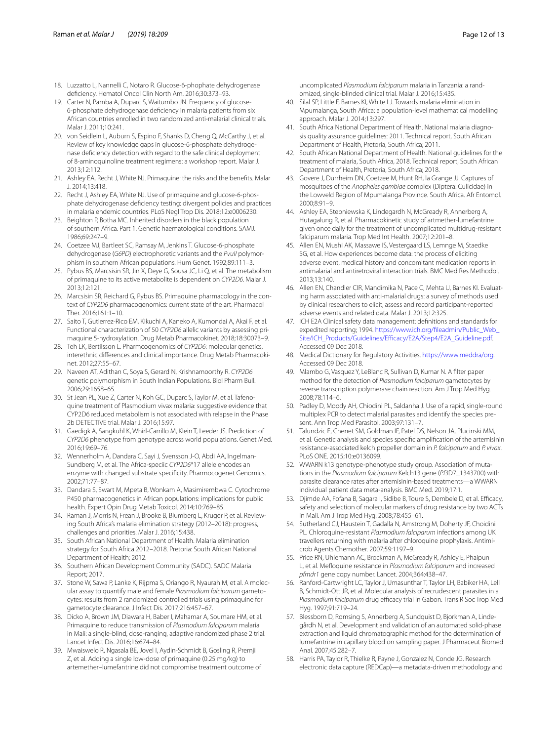18. Luzzatto L, Nannelli C, Notaro R. Glucose-6-phophate dehydrogenase deficiency. Hematol Oncol Clin North Am. 2016;30:373–93.
19. Carter N, Pamba A, Duparc S, Waitumbo JN. Frequency of glucose-6-phosphate dehydrogenase deficiency in malaria patients from six African countries enrolled in two randomized anti-malarial clinical trials. Malar J. 2011;10:241.
20. von Seidlein L, Auburn S, Espino F, Shanks D, Cheng Q, McCarthy J, et al. Review of key knowledge gaps in glucose-6-phosphate dehydrogenase deficiency detection with regard to the safe clinical deployment of 8-aminoquinoline treatment regimens: a workshop report. Malar J. 2013;12:112.
21. Ashley EA, Recht J, White NJ. Primaquine: the risks and the benefits. Malar J. 2014;13:418.
22. Recht J, Ashley EA, White NJ. Use of primaquine and glucose-6-phosphate dehydrogenase deficiency testing: divergent policies and practices in malaria endemic countries. PLoS Negl Trop Dis. 2018;12:e0006230.
23. Beighton P, Botha MC. Inherited disorders in the black population of southern Africa. Part 1. Genetic haematological conditions. SAMJ. 1986;69:247–9.
24. Coetzee MJ, Bartleet SC, Ramsay M, Jenkins T. Glucose-6-phosphate dehydrogenase (*G6PD*) electrophoretic variants and the *PvuII* polymorphism in southern African populations. Hum Genet. 1992;89:111–3.
25. Pybus BS, Marcsisin SR, Jin X, Deye G, Sousa JC, Li Q, et al. The metabolism of primaquine to its active metabolite is dependent on *CYP2D6*. Malar J. 2013;12:121.
26. Marcsisin SR, Reichard G, Pybus BS. Primaquine pharmacology in the context of *CYP2D6* pharmacogenomics: current state of the art. Pharmacol Ther. 2016;161:1–10.
27. Saito T, Gutierrez-Rico EM, Kikuchi A, Kaneko A, Kumondai A, Akai F, et al. Functional characterization of 50 *CYP2D6* allelic variants by assessing primaquine 5-hydroxylation. Drug Metab Pharmacokinet. 2018;18:30073–9.
28. Teh LK, Bertilsson L. Pharmcogenomics of *CYP2D6*: molecular genetics, interethnic differences and clinical importance. Drug Metab Pharmacokinet. 2012;27:55–67.
29. Naveen AT, Adithan C, Soya S, Gerard N, Krishnamoorthy R. *CYP2D6* genetic polymorphism in South Indian Populations. Biol Pharm Bull. 2006;29:1658–65.
30. St Jean PL, Xue Z, Carter N, Koh GC, Duparc S, Taylor M, et al. Tafenoquine treatment of Plasmodium vivax malaria: suggestive evidence that CYP2D6 reduced metabolism is not associated with relapse in the Phase 2b DETECTIVE trial. Malar J. 2016;15:97.
31. Gaedigk A, Sangkuhl K, Whirl-Carrillo M, Klein T, Leeder JS. Prediction of *CYP2D6* phenotype from genotype across world populations. Genet Med. 2016;19:69–76.
32. Wennerholm A, Dandara C, Sayi J, Svensson J-O, Abdi AA, Ingelman-Sundberg M, et al. The Africa-speciic *CYP2D6*\*17 allele encodes an enzyme with changed substrate specificity. Pharmacogenet Genomics. 2002;71:77–87.
33. Dandara S, Swart M, Mpeta B, Wonkam A, Masimirembwa C. Cytochrome P450 pharmacogenetics in African populations: implications for public health. Expert Opin Drug Metab Toxicol. 2014;10:769–85.
34. Raman J, Morris N, Frean J, Brooke B, Blumberg L, Kruger P, et al. Reviewing South Africa's malaria elimination strategy (2012–2018): progress, challenges and priorities. Malar J. 2016;15:438.
35. South African National Department of Health. Malaria elimination strategy for South Africa 2012–2018. Pretoria: South African National Department of Health; 2012.
36. Southern African Development Community (SADC). SADC Malaria Report; 2017.
37. Stone W, Sawa P, Lanke K, Rijpma S, Oriango R, Nyaurah M, et al. A molecular assay to quantify male and female *Plasmodium falciparum* gametocytes: results from 2 randomized controlled trials using primaquine for gametocyte clearance. J Infect Dis. 2017;216:457–67.
38. Dicko A, Brown JM, Diawara H, Baber I, Mahamar A, Soumare HM, et al. Primaquine to reduce transmission of *Plasmodium falciparum* malaria in Mali: a single-blind, dose-ranging, adaptive randomized phase 2 trial. Lancet Infect Dis. 2016;16:674–84.
39. Mwaiswelo R, Ngasala BE, Jovel I, Aydin-Schmidt B, Gosling R, Premji Z, et al. Adding a single low-dose of primaquine (0.25 mg/kg) to artemether–lumefantrine did not compromise treatment outcome of uncomplicated *Plasmodium falciparum* malaria in Tanzania: a randomized, single-blinded clinical trial. Malar J. 2016;15:435.
40. Silal SP, Little F, Barnes KI, White LJ. Towards malaria elimination in Mpumalanga, South Africa: a population-level mathematical modelling approach. Malar J. 2014;13:297.
41. South Africa National Department of Health. National malaria diagnosis quality assurance guidelines: 2011. Technical report, South African Department of Health, Pretoria, South Africa; 2011.
42. South African National Department of Health. National guidelines for the treatment of malaria, South Africa, 2018. Technical report, South African Department of Health, Pretoria, South Africa; 2018.
43. Govere J, Durrheim DN, Coetzee M, Hunt RH, la Grange JJ. Captures of mosquitoes of the *Anopheles gambiae* complex (Diptera: Culicidae) in the Lowveld Region of Mpumalanga Province. South Africa. Afr Entomol. 2000;8:91–9.
44. Ashley EA, Stepniewska K, Lindegardh N, McGready R, Annerberg A, Hutagalung R, et al. Pharmacokinetic study of artmether-lumefantrine given once daily for the treatment of uncomplicated multidrug-resistant falciparum malaria. Trop Med Int Health. 2007;12:201–8.
45. Allen EN, Mushi AK, Massawe IS, Vestergaard LS, Lemnge M, Staedke SG, et al. How experiences become data: the process of eliciting adverse event, medical history and concomitant medication reports in antimalarial and antiretroviral interaction trials. BMC Med Res Methodol. 2013;13:140.
46. Allen EN, Chandler CIR, Mandimika N, Pace C, Mehta U, Barnes KI. Evaluating harm associated with anti-malarial drugs: a survey of methods used by clinical researchers to elicit, assess and record participant-reported adverse events and related data. Malar J. 2013;12:325.
47. ICH E2A Clinical safety data management: definitions and standards for expedited reporting; 1994. https://www.ich.org/fileadmin/Public_Web_Site/ICH_Products/Guidelines/Efficacy/E2A/Step4/E2A_Guideline.pdf. Accessed 09 Dec 2018.
48. Medical Dictionary for Regulatory Activities. https://www.meddra/org. Accessed 09 Dec 2018.
49. Mlambo G, Vasquez Y, LeBlanc R, Sullivan D, Kumar N. A filter paper method for the detection of *Plasmodium falciparum* gametocytes by reverse transcription polymerase chain reaction. Am J Trop Med Hyg. 2008;78:114–6.
50. Padley D, Moody AH, Chiodini PL, Saldanha J. Use of a rapid, single-round multiplex PCR to detect malarial parasites and identify the species present. Ann Trop Med Parasitol. 2003;97:131–7.
51. Talundzic E, Chenet SM, Goldman IF, Patel DS, Nelson JA, Plucinski MM, et al. Genetic analysis and species specific amplification of the artemisinin resistance-associated kelch propeller domain in *P. falciparum* and *P. vivax*. PLoS ONE. 2015;10:e0136099.
52. WWARN k13 genotype-phenotype study group. Association of mutations in the *Plasmodium falciparum* Kelch13 gene (*Pf*3D7_1343700) with parasite clearance rates after artemisinin-based treatments—a WWARN individual patient data meta-analysis. BMC Med. 2019;17:1.
53. Djimde AA, Fofana B, Sagara I, Sidibe B, Toure S, Dembele D, et al. Efficacy, safety and selection of molecular markers of drug resistance by two ACTs in Mali. Am J Trop Med Hyg. 2008;78:455–61.
54. Sutherland CJ, Haustein T, Gadalla N, Amstrong M, Doherty JF, Choidini PL. Chloroquine-resistant *Plasmodium falciparum* infections among UK travellers returning with malaria after chloroquine prophylaxis. Antimicrob Agents Chemother. 2007;59:1197–9.
55. Price RN, Uhlemann AC, Brockman A, McGready R, Ashley E, Phaipun L, et al. Mefloquine resistance in *Plasmodium falciparum* and increased *pfmdr1* gene copy number. Lancet. 2004;364:438–47.
56. Ranford-Cartwright LC, Taylor J, Umasunthar T, Taylor LH, Babiker HA, Lell B, Schmidt-Ott JR, et al. Molecular analysis of recrudescent parasites in a *Plasmodium falciparum* drug efficacy trial in Gabon. Trans R Soc Trop Med Hyg. 1997;91:719–24.
57. Blessborn D, Romsing S, Annerberg A, Sundquist D, Bjorkman A, Lindegårdh N, et al. Development and validation of an automated solid-phase extraction and liquid chromatographic method for the determination of lumefantrine in capillary blood on sampling paper. J Pharmaceut Biomed Anal. 2007;45:282–7.
58. Harris PA, Taylor R, Thielke R, Payne J, Gonzalez N, Conde JG. Research electronic data capture (REDCap)—a metadata-driven methodology and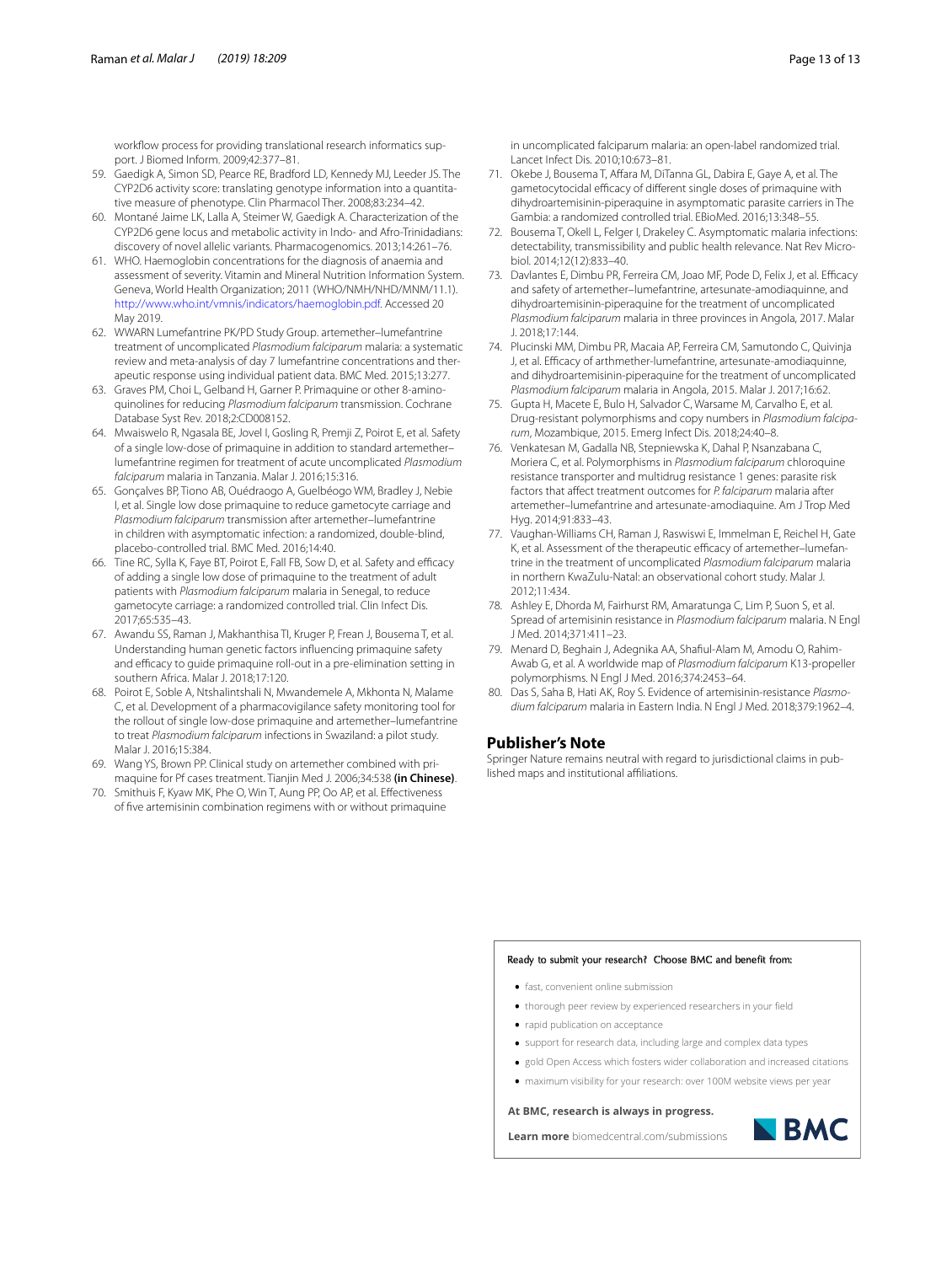workflow process for providing translational research informatics support. J Biomed Inform. 2009;42:377–81.

59. Gaedigk A, Simon SD, Pearce RE, Bradford LD, Kennedy MJ, Leeder JS. The CYP2D6 activity score: translating genotype information into a quantitative measure of phenotype. Clin Pharmacol Ther. 2008;83:234–42.
60. Montané Jaime LK, Lalla A, Steimer W, Gaedigk A. Characterization of the CYP2D6 gene locus and metabolic activity in Indo- and Afro-Trinidadians: discovery of novel allelic variants. Pharmacogenomics. 2013;14:261–76.
61. WHO. Haemoglobin concentrations for the diagnosis of anaemia and assessment of severity. Vitamin and Mineral Nutrition Information System. Geneva, World Health Organization; 2011 (WHO/NMH/NHD/MNM/11.1). http://www.who.int/vmnis/indicators/haemoglobin.pdf. Accessed 20 May 2019.
62. WWARN Lumefantrine PK/PD Study Group. artemether–lumefantrine treatment of uncomplicated *Plasmodium falciparum* malaria: a systematic review and meta-analysis of day 7 lumefantrine concentrations and therapeutic response using individual patient data. BMC Med. 2015;13:277.
63. Graves PM, Choi L, Gelband H, Garner P. Primaquine or other 8-aminoquinolines for reducing *Plasmodium falciparum* transmission. Cochrane Database Syst Rev. 2018;2:CD008152.
64. Mwaiswelo R, Ngasala BE, Jovel I, Gosling R, Premji Z, Poirot E, et al. Safety of a single low-dose of primaquine in addition to standard artemether–lumefantrine regimen for treatment of acute uncomplicated *Plasmodium falciparum* malaria in Tanzania. Malar J. 2016;15:316.
65. Gonçalves BP, Tiono AB, Ouédraogo A, Guelbéogo WM, Bradley J, Nebie I, et al. Single low dose primaquine to reduce gametocyte carriage and *Plasmodium falciparum* transmission after artemether–lumefantrine in children with asymptomatic infection: a randomized, double-blind, placebo-controlled trial. BMC Med. 2016;14:40.
66. Tine RC, Sylla K, Faye BT, Poirot E, Fall FB, Sow D, et al. Safety and efficacy of adding a single low dose of primaquine to the treatment of adult patients with *Plasmodium falciparum* malaria in Senegal, to reduce gametocyte carriage: a randomized controlled trial. Clin Infect Dis. 2017;65:535–43.
67. Awandu SS, Raman J, Makhanthisa TI, Kruger P, Frean J, Bousema T, et al. Understanding human genetic factors influencing primaquine safety and efficacy to guide primaquine roll-out in a pre-elimination setting in southern Africa. Malar J. 2018;17:120.
68. Poirot E, Soble A, Ntshalintshali N, Mwandemele A, Mkhonta N, Malame C, et al. Development of a pharmacovigilance safety monitoring tool for the rollout of single low-dose primaquine and artemether–lumefantrine to treat *Plasmodium falciparum* infections in Swaziland: a pilot study. Malar J. 2016;15:384.
69. Wang YS, Brown PP. Clinical study on artemether combined with primaquine for Pf cases treatment. Tianjin Med J. 2006;34:538 **(in Chinese)**.
70. Smithuis F, Kyaw MK, Phe O, Win T, Aung PP, Oo AP, et al. Effectiveness of five artemisinin combination regimens with or without primaquine in uncomplicated falciparum malaria: an open-label randomized trial. Lancet Infect Dis. 2010;10:673–81.
71. Okebe J, Bousema T, Affara M, DiTanna GL, Dabira E, Gaye A, et al. The gametocytocidal efficacy of different single doses of primaquine with dihydroartemisinin-piperaquine in asymptomatic parasite carriers in The Gambia: a randomized controlled trial. EBioMed. 2016;13:348–55.
72. Bousema T, Okell L, Felger I, Drakeley C. Asymptomatic malaria infections: detectability, transmissibility and public health relevance. Nat Rev Microbiol. 2014;12(12):833–40.
73. Davlantes E, Dimbu PR, Ferreira CM, Joao MF, Pode D, Felix J, et al. Efficacy and safety of artemether–lumefantrine, artesunate-amodiaquinne, and dihydroartemisinin-piperaquine for the treatment of uncomplicated *Plasmodium falciparum* malaria in three provinces in Angola, 2017. Malar J. 2018;17:144.
74. Plucinski MM, Dimbu PR, Macaia AP, Ferreira CM, Samutondo C, Quivinja J, et al. Efficacy of arthmether-lumefantrine, artesunate-amodiaquinne, and dihydroartemisinin-piperaquine for the treatment of uncomplicated *Plasmodium falciparum* malaria in Angola, 2015. Malar J. 2017;16:62.
75. Gupta H, Macete E, Bulo H, Salvador C, Warsame M, Carvalho E, et al. Drug-resistant polymorphisms and copy numbers in *Plasmodium falciparum*, Mozambique, 2015. Emerg Infect Dis. 2018;24:40–8.
76. Venkatesan M, Gadalla NB, Stepniewska K, Dahal P, Nsanzabana C, Moriera C, et al. Polymorphisms in *Plasmodium falciparum* chloroquine resistance transporter and multidrug resistance 1 genes: parasite risk factors that affect treatment outcomes for *P. falciparum* malaria after artemether–lumefantrine and artesunate-amodiaquine. Am J Trop Med Hyg. 2014;91:833–43.
77. Vaughan-Williams CH, Raman J, Raswiswi E, Immelman E, Reichel H, Gate K, et al. Assessment of the therapeutic efficacy of artemether–lumefantrine in the treatment of uncomplicated *Plasmodium falciparum* malaria in northern KwaZulu-Natal: an observational cohort study. Malar J. 2012;11:434.
78. Ashley E, Dhorda M, Fairhurst RM, Amaratunga C, Lim P, Suon S, et al. Spread of artemisinin resistance in *Plasmodium falciparum* malaria. N Engl J Med. 2014;371:411–23.
79. Menard D, Beghain J, Adegnika AA, Shafiul-Alam M, Amodu O, Rahim-Awab G, et al. A worldwide map of *Plasmodium falciparum* K13-propeller polymorphisms. N Engl J Med. 2016;374:2453–64.
80. Das S, Saha B, Hati AK, Roy S. Evidence of artemisinin-resistance *Plasmodium falciparum* malaria in Eastern India. N Engl J Med. 2018;379:1962–4.

## Publisher's Note

Springer Nature remains neutral with regard to jurisdictional claims in published maps and institutional affiliations.

Ready to submit your research? Choose BMC and benefit from:

- fast, convenient online submission
- thorough peer review by experienced researchers in your field
- rapid publication on acceptance
- support for research data, including large and complex data types
- gold Open Access which fosters wider collaboration and increased citations
- maximum visibility for your research: over 100M website views per year

**At BMC, research is always in progress.**

**Learn more** biomedcentral.com/submissions

BMC